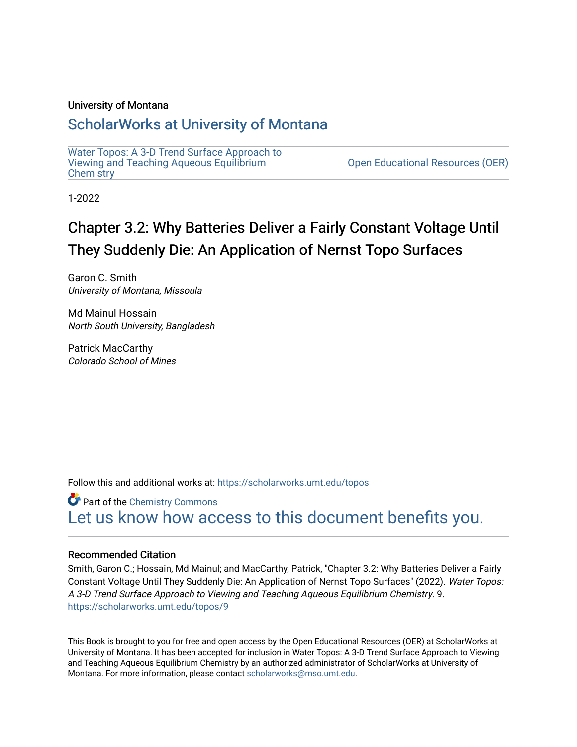University of Montana

# ScholarWorks at University of Montana

Water Topos: A 3-D Trend Surface Approach to Viewing and Teaching Aqueous Equilibrium Chemistry

Open Educational Resources (OER)

1-2022

# Chapter 3.2: Why Batteries Deliver a Fairly Constant Voltage Until They Suddenly Die: An Application of Nernst Topo Surfaces

Garon C. Smith
*University of Montana, Missoula*

Md Mainul Hossain
*North South University, Bangladesh*

Patrick MacCarthy
*Colorado School of Mines*

Follow this and additional works at: https://scholarworks.umt.edu/topos

Part of the Chemistry Commons

Let us know how access to this document benefits you.

### Recommended Citation

Smith, Garon C.; Hossain, Md Mainul; and MacCarthy, Patrick, "Chapter 3.2: Why Batteries Deliver a Fairly Constant Voltage Until They Suddenly Die: An Application of Nernst Topo Surfaces" (2022). *Water Topos: A 3-D Trend Surface Approach to Viewing and Teaching Aqueous Equilibrium Chemistry*. 9.
https://scholarworks.umt.edu/topos/9

This Book is brought to you for free and open access by the Open Educational Resources (OER) at ScholarWorks at University of Montana. It has been accepted for inclusion in Water Topos: A 3-D Trend Surface Approach to Viewing and Teaching Aqueous Equilibrium Chemistry by an authorized administrator of ScholarWorks at University of Montana. For more information, please contact scholarworks@mso.umt.edu.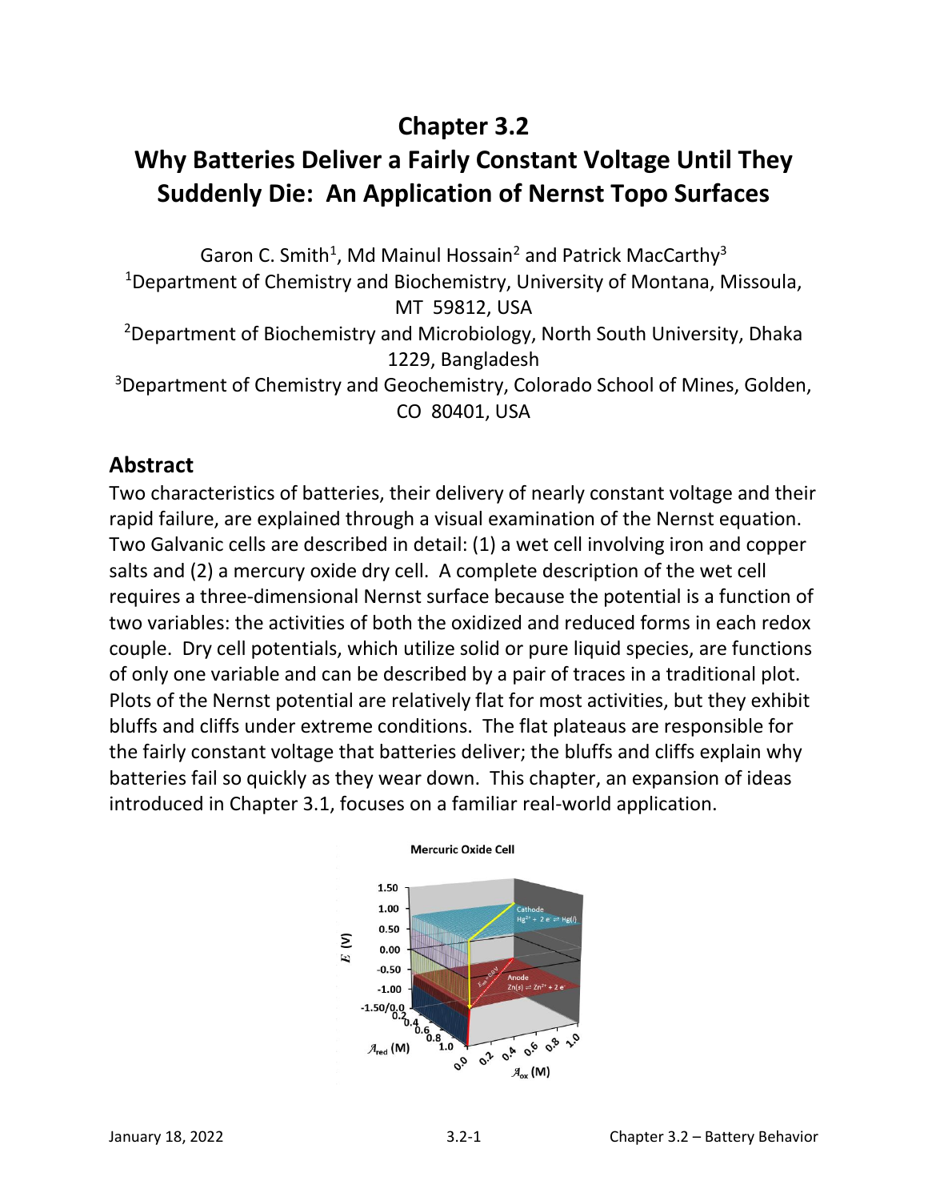# Chapter 3.2

# Why Batteries Deliver a Fairly Constant Voltage Until They Suddenly Die: An Application of Nernst Topo Surfaces

Garon C. Smith[1], Md Mainul Hossain[2] and Patrick MacCarthy[3]

[1]Department of Chemistry and Biochemistry, University of Montana, Missoula, MT 59812, USA

[2]Department of Biochemistry and Microbiology, North South University, Dhaka 1229, Bangladesh

[3]Department of Chemistry and Geochemistry, Colorado School of Mines, Golden, CO 80401, USA

## Abstract

Two characteristics of batteries, their delivery of nearly constant voltage and their rapid failure, are explained through a visual examination of the Nernst equation. Two Galvanic cells are described in detail: (1) a wet cell involving iron and copper salts and (2) a mercury oxide dry cell. A complete description of the wet cell requires a three-dimensional Nernst surface because the potential is a function of two variables: the activities of both the oxidized and reduced forms in each redox couple. Dry cell potentials, which utilize solid or pure liquid species, are functions of only one variable and can be described by a pair of traces in a traditional plot. Plots of the Nernst potential are relatively flat for most activities, but they exhibit bluffs and cliffs under extreme conditions. The flat plateaus are responsible for the fairly constant voltage that batteries deliver; the bluffs and cliffs explain why batteries fail so quickly as they wear down. This chapter, an expansion of ideas introduced in Chapter 3.1, focuses on a familiar real-world application.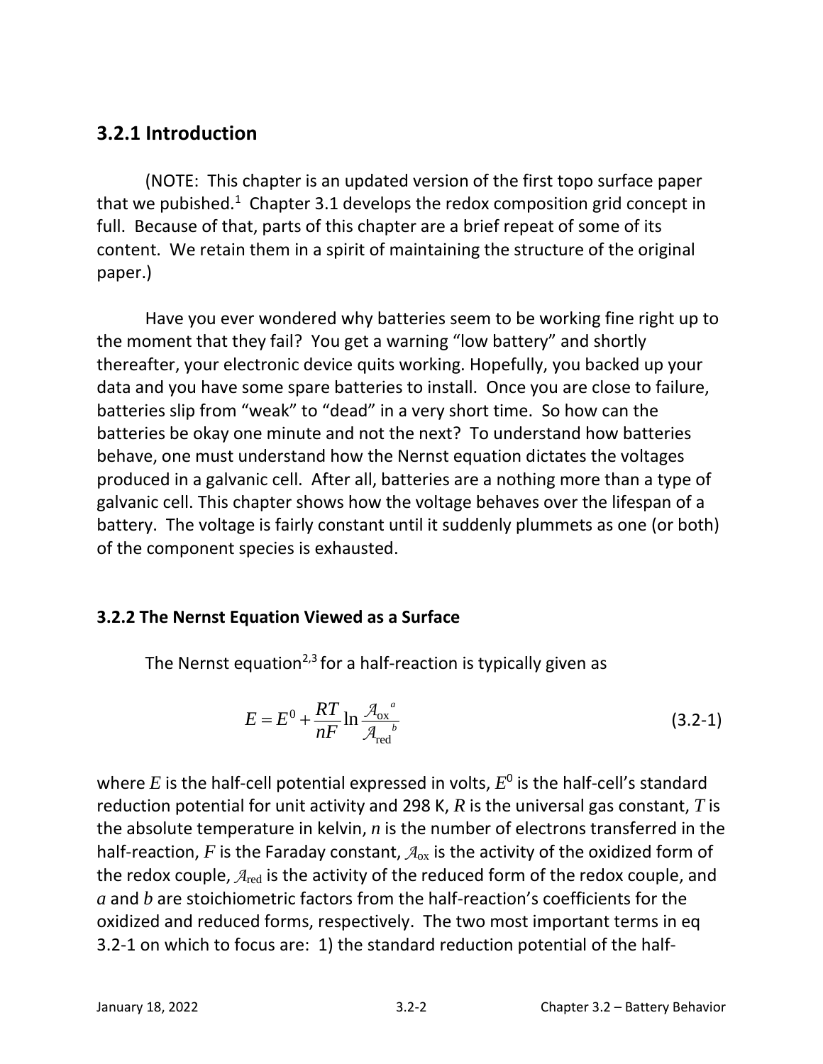## 3.2.1 Introduction

(NOTE: This chapter is an updated version of the first topo surface paper that we pubished.[1] Chapter 3.1 develops the redox composition grid concept in full. Because of that, parts of this chapter are a brief repeat of some of its content. We retain them in a spirit of maintaining the structure of the original paper.)

Have you ever wondered why batteries seem to be working fine right up to the moment that they fail? You get a warning "low battery" and shortly thereafter, your electronic device quits working. Hopefully, you backed up your data and you have some spare batteries to install. Once you are close to failure, batteries slip from "weak" to "dead" in a very short time. So how can the batteries be okay one minute and not the next? To understand how batteries behave, one must understand how the Nernst equation dictates the voltages produced in a galvanic cell. After all, batteries are a nothing more than a type of galvanic cell. This chapter shows how the voltage behaves over the lifespan of a battery. The voltage is fairly constant until it suddenly plummets as one (or both) of the component species is exhausted.

### 3.2.2 The Nernst Equation Viewed as a Surface

The Nernst equation[2,3] for a half-reaction is typically given as

$$E = E^0 + \frac{RT}{nF}\ln\frac{\mathcal{A}_{\mathrm{ox}}{}^{a}}{\mathcal{A}_{\mathrm{red}}{}^{b}} \tag{3.2-1}$$

where $E$ is the half-cell potential expressed in volts, $E^0$ is the half-cell's standard reduction potential for unit activity and 298 K, $R$ is the universal gas constant, $T$ is the absolute temperature in kelvin, $n$ is the number of electrons transferred in the half-reaction, $F$ is the Faraday constant, $\mathcal{A}_{\mathrm{ox}}$ is the activity of the oxidized form of the redox couple, $\mathcal{A}_{\mathrm{red}}$ is the activity of the reduced form of the redox couple, and $a$ and $b$ are stoichiometric factors from the half-reaction's coefficients for the oxidized and reduced forms, respectively. The two most important terms in eq 3.2-1 on which to focus are: 1) the standard reduction potential of the half-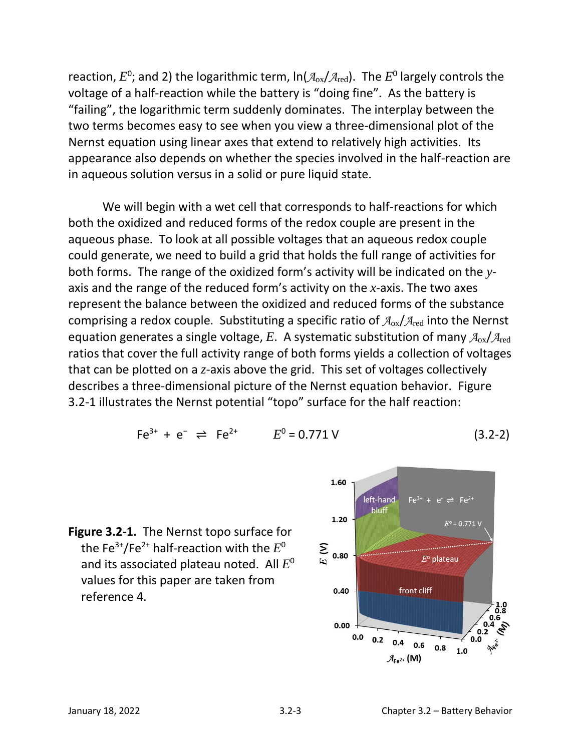reaction, $E^0$; and 2) the logarithmic term, $\ln(\mathcal{A}_{ox}/\mathcal{A}_{red})$. The $E^0$ largely controls the voltage of a half-reaction while the battery is "doing fine". As the battery is "failing", the logarithmic term suddenly dominates. The interplay between the two terms becomes easy to see when you view a three-dimensional plot of the Nernst equation using linear axes that extend to relatively high activities. Its appearance also depends on whether the species involved in the half-reaction are in aqueous solution versus in a solid or pure liquid state.

We will begin with a wet cell that corresponds to half-reactions for which both the oxidized and reduced forms of the redox couple are present in the aqueous phase. To look at all possible voltages that an aqueous redox couple could generate, we need to build a grid that holds the full range of activities for both forms. The range of the oxidized form's activity will be indicated on the $y$-axis and the range of the reduced form's activity on the $x$-axis. The two axes represent the balance between the oxidized and reduced forms of the substance comprising a redox couple. Substituting a specific ratio of $\mathcal{A}_{ox}/\mathcal{A}_{red}$ into the Nernst equation generates a single voltage, $E$. A systematic substitution of many $\mathcal{A}_{ox}/\mathcal{A}_{red}$ ratios that cover the full activity range of both forms yields a collection of voltages that can be plotted on a $z$-axis above the grid. This set of voltages collectively describes a three-dimensional picture of the Nernst equation behavior. Figure 3.2-1 illustrates the Nernst potential "topo" surface for the half reaction:

$$Fe^{3+} + e^- \rightleftharpoons Fe^{2+} \qquad E^0 = 0.771 \text{ V} \tag{3.2-2}$$

**Figure 3.2-1.** The Nernst topo surface for the $Fe^{3+}/Fe^{2+}$ half-reaction with the $E^0$ and its associated plateau noted. All $E^0$ values for this paper are taken from reference 4.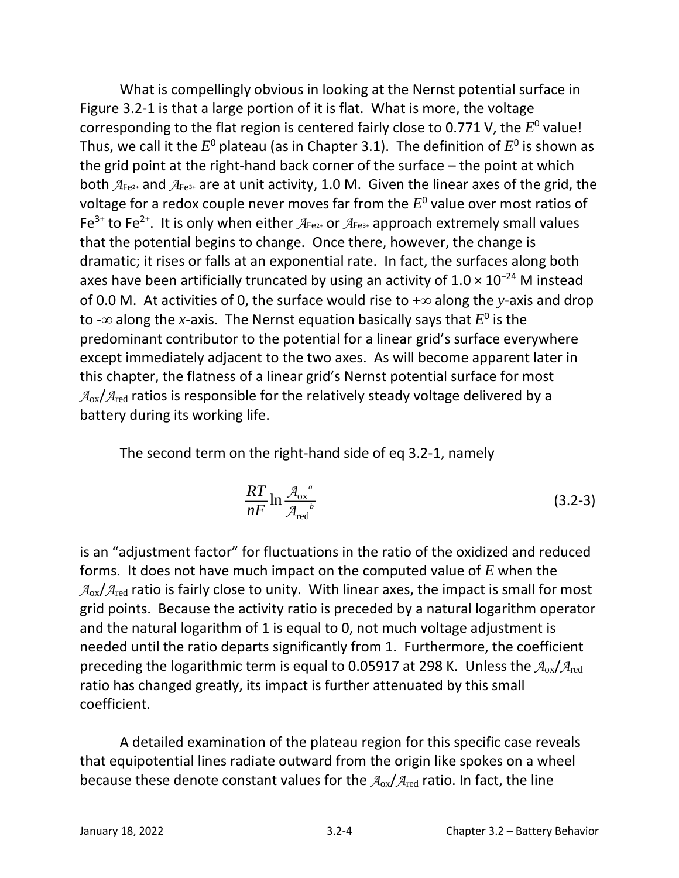What is compellingly obvious in looking at the Nernst potential surface in Figure 3.2-1 is that a large portion of it is flat. What is more, the voltage corresponding to the flat region is centered fairly close to 0.771 V, the $E^0$ value! Thus, we call it the $E^0$ plateau (as in Chapter 3.1). The definition of $E^0$ is shown as the grid point at the right-hand back corner of the surface – the point at which both $\mathcal{A}_{Fe^{2+}}$ and $\mathcal{A}_{Fe^{3+}}$ are at unit activity, 1.0 M. Given the linear axes of the grid, the voltage for a redox couple never moves far from the $E^0$ value over most ratios of $Fe^{3+}$ to $Fe^{2+}$. It is only when either $\mathcal{A}_{Fe^{2+}}$ or $\mathcal{A}_{Fe^{3+}}$ approach extremely small values that the potential begins to change. Once there, however, the change is dramatic; it rises or falls at an exponential rate. In fact, the surfaces along both axes have been artificially truncated by using an activity of $1.0 \times 10^{-24}$ M instead of 0.0 M. At activities of 0, the surface would rise to $+\infty$ along the $y$-axis and drop to $-\infty$ along the $x$-axis. The Nernst equation basically says that $E^0$ is the predominant contributor to the potential for a linear grid's surface everywhere except immediately adjacent to the two axes. As will become apparent later in this chapter, the flatness of a linear grid's Nernst potential surface for most $\mathcal{A}_{ox}/\mathcal{A}_{red}$ ratios is responsible for the relatively steady voltage delivered by a battery during its working life.

The second term on the right-hand side of eq 3.2-1, namely

$$\frac{RT}{nF}\ln\frac{\mathcal{A}_{ox}{}^{a}}{\mathcal{A}_{red}{}^{b}} \tag{3.2-3}$$

is an "adjustment factor" for fluctuations in the ratio of the oxidized and reduced forms. It does not have much impact on the computed value of $E$ when the $\mathcal{A}_{ox}/\mathcal{A}_{red}$ ratio is fairly close to unity. With linear axes, the impact is small for most grid points. Because the activity ratio is preceded by a natural logarithm operator and the natural logarithm of 1 is equal to 0, not much voltage adjustment is needed until the ratio departs significantly from 1. Furthermore, the coefficient preceding the logarithmic term is equal to 0.05917 at 298 K. Unless the $\mathcal{A}_{ox}/\mathcal{A}_{red}$ ratio has changed greatly, its impact is further attenuated by this small coefficient.

A detailed examination of the plateau region for this specific case reveals that equipotential lines radiate outward from the origin like spokes on a wheel because these denote constant values for the $\mathcal{A}_{ox}/\mathcal{A}_{red}$ ratio. In fact, the line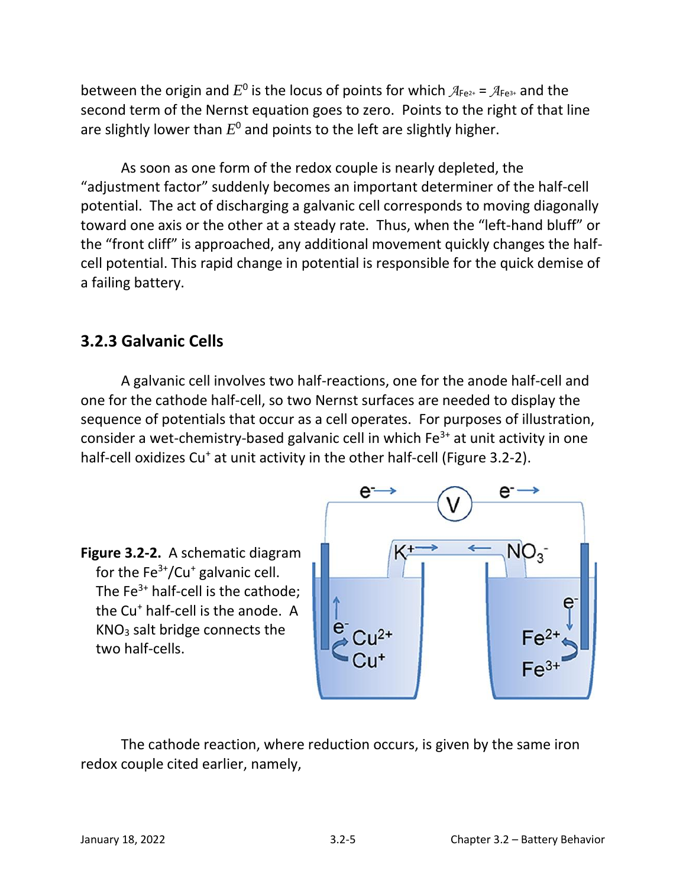between the origin and $E^0$ is the locus of points for which $\mathcal{A}_{Fe^{2+}} = \mathcal{A}_{Fe^{3+}}$ and the second term of the Nernst equation goes to zero. Points to the right of that line are slightly lower than $E^0$ and points to the left are slightly higher.

As soon as one form of the redox couple is nearly depleted, the "adjustment factor" suddenly becomes an important determiner of the half-cell potential. The act of discharging a galvanic cell corresponds to moving diagonally toward one axis or the other at a steady rate. Thus, when the "left-hand bluff" or the "front cliff" is approached, any additional movement quickly changes the half-cell potential. This rapid change in potential is responsible for the quick demise of a failing battery.

### 3.2.3 Galvanic Cells

A galvanic cell involves two half-reactions, one for the anode half-cell and one for the cathode half-cell, so two Nernst surfaces are needed to display the sequence of potentials that occur as a cell operates. For purposes of illustration, consider a wet-chemistry-based galvanic cell in which $Fe^{3+}$ at unit activity in one half-cell oxidizes $Cu^{+}$ at unit activity in the other half-cell (Figure 3.2-2).

**Figure 3.2-2.** A schematic diagram for the $Fe^{3+}/Cu^{+}$ galvanic cell. The $Fe^{3+}$ half-cell is the cathode; the $Cu^{+}$ half-cell is the anode. A $KNO_3$ salt bridge connects the two half-cells.

The cathode reaction, where reduction occurs, is given by the same iron redox couple cited earlier, namely,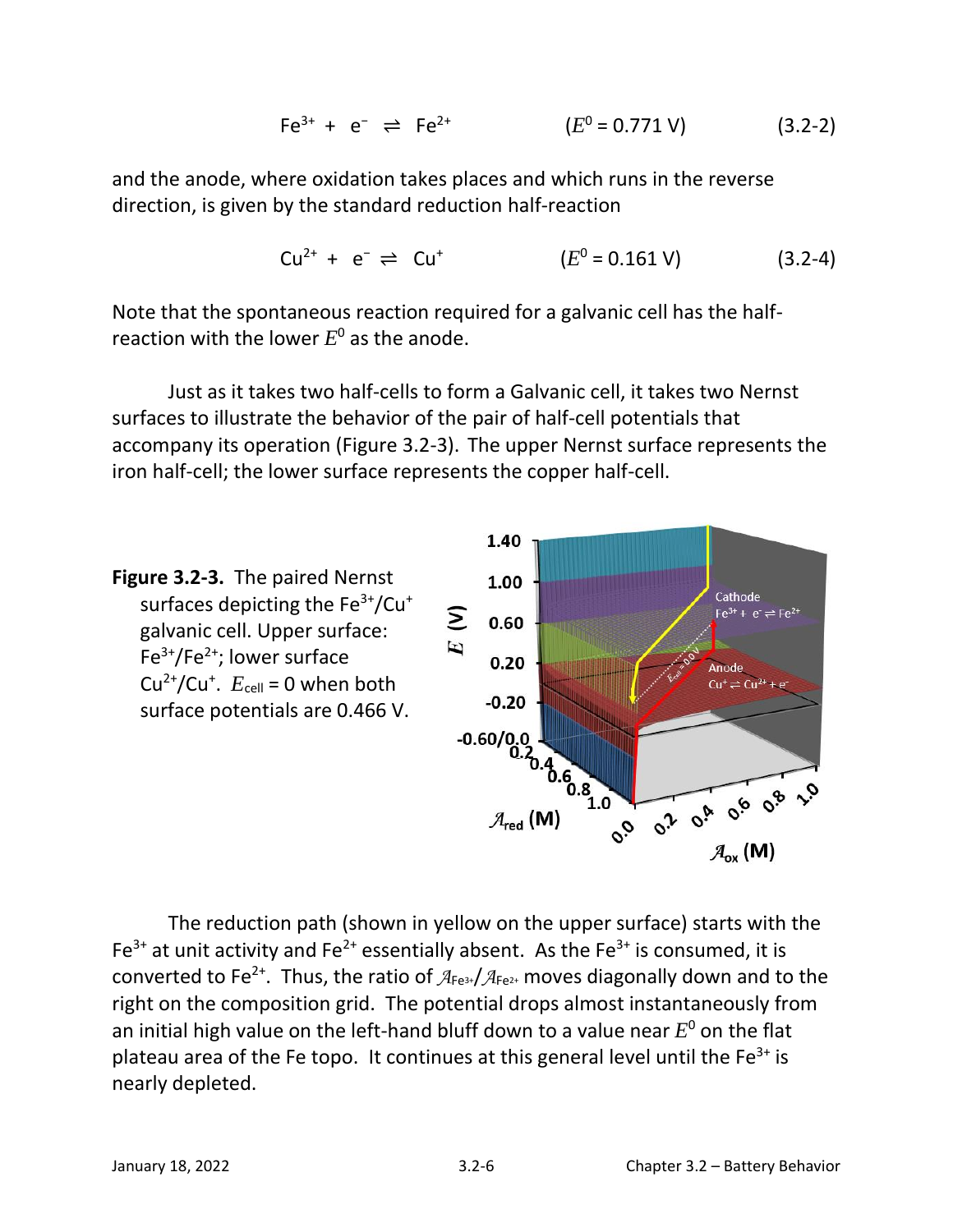$$Fe^{3+} + e^{-} \rightleftharpoons Fe^{2+} \qquad (E^0 = 0.771 \text{ V}) \qquad (3.2\text{-}2)$$

and the anode, where oxidation takes places and which runs in the reverse direction, is given by the standard reduction half-reaction

$$Cu^{2+} + e^{-} \rightleftharpoons Cu^{+} \qquad (E^0 = 0.161 \text{ V}) \qquad (3.2\text{-}4)$$

Note that the spontaneous reaction required for a galvanic cell has the half-reaction with the lower $E^0$ as the anode.

Just as it takes two half-cells to form a Galvanic cell, it takes two Nernst surfaces to illustrate the behavior of the pair of half-cell potentials that accompany its operation (Figure 3.2-3). The upper Nernst surface represents the iron half-cell; the lower surface represents the copper half-cell.

**Figure 3.2-3.** The paired Nernst surfaces depicting the $Fe^{3+}/Cu^{+}$ galvanic cell. Upper surface: $Fe^{3+}/Fe^{2+}$; lower surface $Cu^{2+}/Cu^{+}$. $E_{cell} = 0$ when both surface potentials are 0.466 V.

The reduction path (shown in yellow on the upper surface) starts with the $Fe^{3+}$ at unit activity and $Fe^{2+}$ essentially absent. As the $Fe^{3+}$ is consumed, it is converted to $Fe^{2+}$. Thus, the ratio of $\mathcal{A}_{Fe^{3+}}/\mathcal{A}_{Fe^{2+}}$ moves diagonally down and to the right on the composition grid. The potential drops almost instantaneously from an initial high value on the left-hand bluff down to a value near $E^0$ on the flat plateau area of the Fe topo. It continues at this general level until the $Fe^{3+}$ is nearly depleted.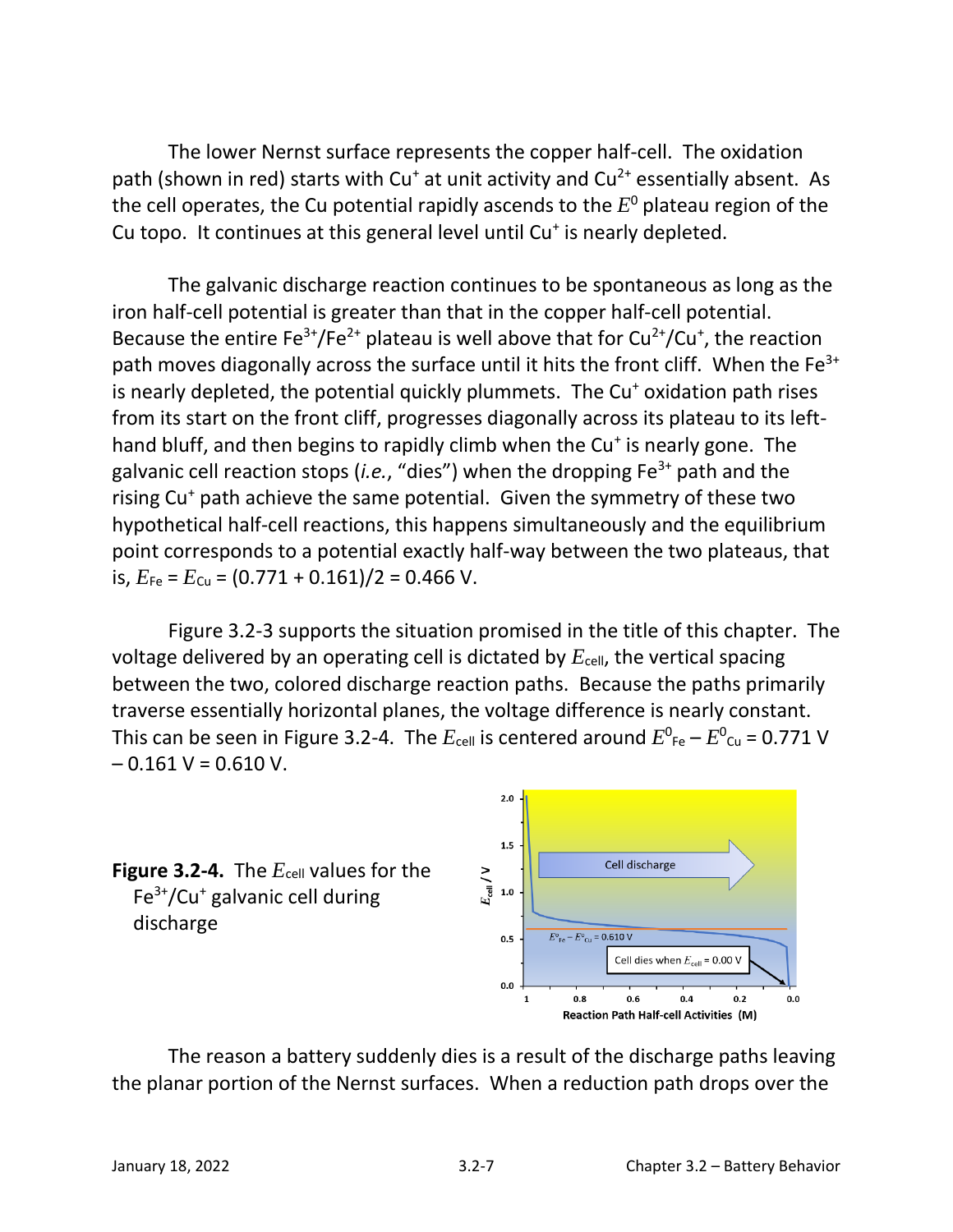The lower Nernst surface represents the copper half-cell. The oxidation path (shown in red) starts with $Cu^{+}$ at unit activity and $Cu^{2+}$ essentially absent. As the cell operates, the Cu potential rapidly ascends to the $E^0$ plateau region of the Cu topo. It continues at this general level until $Cu^{+}$ is nearly depleted.

The galvanic discharge reaction continues to be spontaneous as long as the iron half-cell potential is greater than that in the copper half-cell potential. Because the entire $Fe^{3+}/Fe^{2+}$ plateau is well above that for $Cu^{2+}/Cu^{+}$, the reaction path moves diagonally across the surface until it hits the front cliff. When the $Fe^{3+}$ is nearly depleted, the potential quickly plummets. The $Cu^{+}$ oxidation path rises from its start on the front cliff, progresses diagonally across its plateau to its left-hand bluff, and then begins to rapidly climb when the $Cu^{+}$ is nearly gone. The galvanic cell reaction stops (*i.e.*, "dies") when the dropping $Fe^{3+}$ path and the rising $Cu^{+}$ path achieve the same potential. Given the symmetry of these two hypothetical half-cell reactions, this happens simultaneously and the equilibrium point corresponds to a potential exactly half-way between the two plateaus, that is, $E_{Fe} = E_{Cu} = (0.771 + 0.161)/2 = 0.466$ V.

Figure 3.2-3 supports the situation promised in the title of this chapter. The voltage delivered by an operating cell is dictated by $E_{cell}$, the vertical spacing between the two, colored discharge reaction paths. Because the paths primarily traverse essentially horizontal planes, the voltage difference is nearly constant. This can be seen in Figure 3.2-4. The $E_{cell}$ is centered around $E^0_{Fe} - E^0_{Cu} = 0.771 \text{ V} - 0.161 \text{ V} = 0.610$ V.

**Figure 3.2-4.** The $E_{cell}$ values for the $Fe^{3+}/Cu^{+}$ galvanic cell during discharge

The reason a battery suddenly dies is a result of the discharge paths leaving the planar portion of the Nernst surfaces. When a reduction path drops over the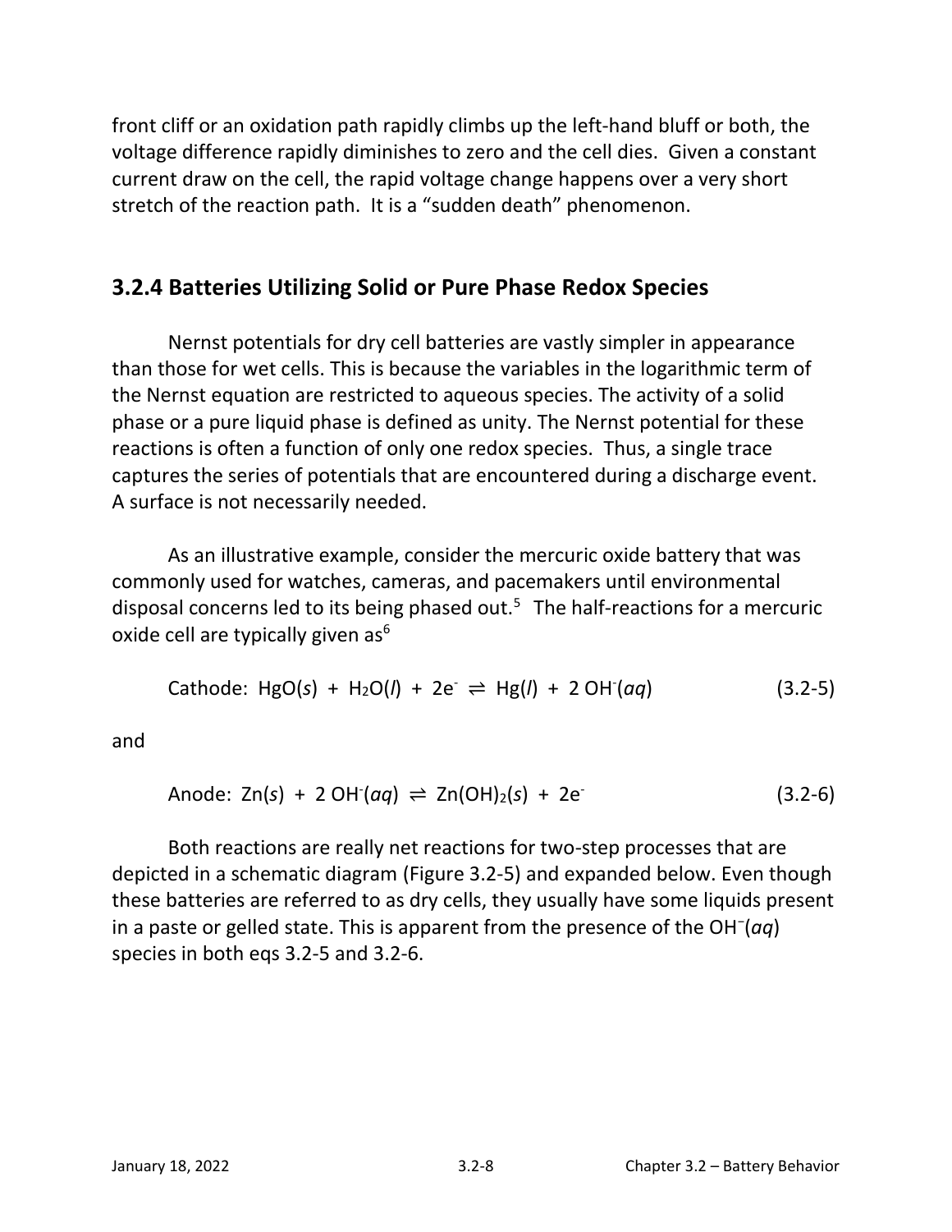front cliff or an oxidation path rapidly climbs up the left-hand bluff or both, the voltage difference rapidly diminishes to zero and the cell dies. Given a constant current draw on the cell, the rapid voltage change happens over a very short stretch of the reaction path. It is a "sudden death" phenomenon.

## 3.2.4 Batteries Utilizing Solid or Pure Phase Redox Species

Nernst potentials for dry cell batteries are vastly simpler in appearance than those for wet cells. This is because the variables in the logarithmic term of the Nernst equation are restricted to aqueous species. The activity of a solid phase or a pure liquid phase is defined as unity. The Nernst potential for these reactions is often a function of only one redox species. Thus, a single trace captures the series of potentials that are encountered during a discharge event. A surface is not necessarily needed.

As an illustrative example, consider the mercuric oxide battery that was commonly used for watches, cameras, and pacemakers until environmental disposal concerns led to its being phased out.[5] The half-reactions for a mercuric oxide cell are typically given as[6]

$$\text{Cathode: } HgO(s) + H_2O(l) + 2e^- \rightleftharpoons Hg(l) + 2\,OH^-(aq) \qquad (3.2\text{-}5)$$

and

$$\text{Anode: } Zn(s) + 2\,OH^-(aq) \rightleftharpoons Zn(OH)_2(s) + 2e^- \qquad (3.2\text{-}6)$$

Both reactions are really net reactions for two-step processes that are depicted in a schematic diagram (Figure 3.2-5) and expanded below. Even though these batteries are referred to as dry cells, they usually have some liquids present in a paste or gelled state. This is apparent from the presence of the $OH^-(aq)$ species in both eqs 3.2-5 and 3.2-6.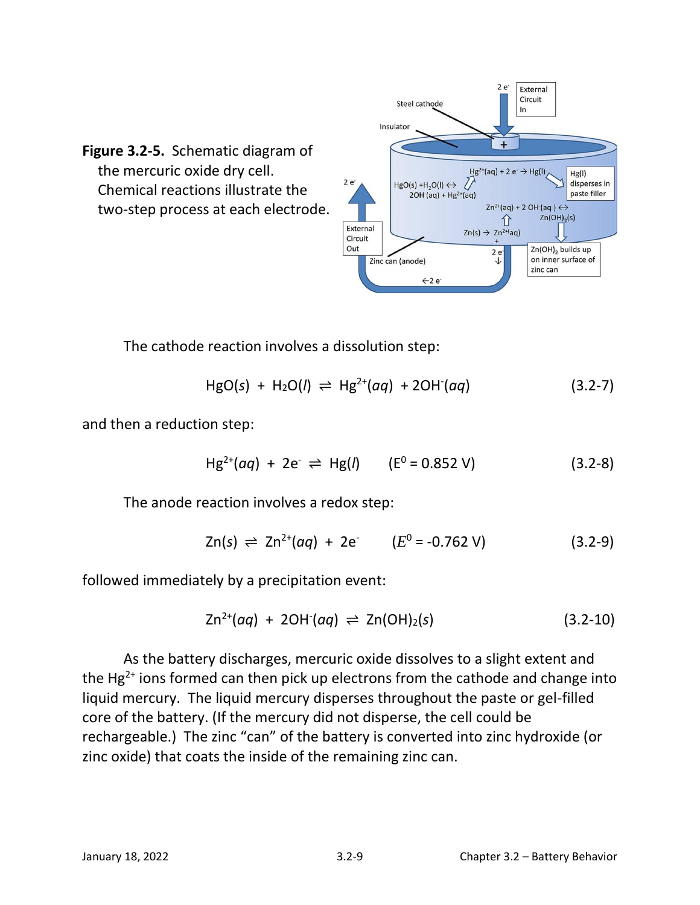**Figure 3.2-5.** Schematic diagram of the mercuric oxide dry cell. Chemical reactions illustrate the two-step process at each electrode.

The cathode reaction involves a dissolution step:

$$HgO(s) + H_2O(l) \rightleftharpoons Hg^{2+}(aq) + 2OH^-(aq) \tag{3.2-7}$$

and then a reduction step:

$$Hg^{2+}(aq) + 2e^- \rightleftharpoons Hg(l) \qquad (E^0 = 0.852 \text{ V}) \tag{3.2-8}$$

The anode reaction involves a redox step:

$$Zn(s) \rightleftharpoons Zn^{2+}(aq) + 2e^- \qquad (E^0 = -0.762 \text{ V}) \tag{3.2-9}$$

followed immediately by a precipitation event:

$$Zn^{2+}(aq) + 2OH^-(aq) \rightleftharpoons Zn(OH)_2(s) \tag{3.2-10}$$

As the battery discharges, mercuric oxide dissolves to a slight extent and the $Hg^{2+}$ ions formed can then pick up electrons from the cathode and change into liquid mercury. The liquid mercury disperses throughout the paste or gel-filled core of the battery. (If the mercury did not disperse, the cell could be rechargeable.) The zinc "can" of the battery is converted into zinc hydroxide (or zinc oxide) that coats the inside of the remaining zinc can.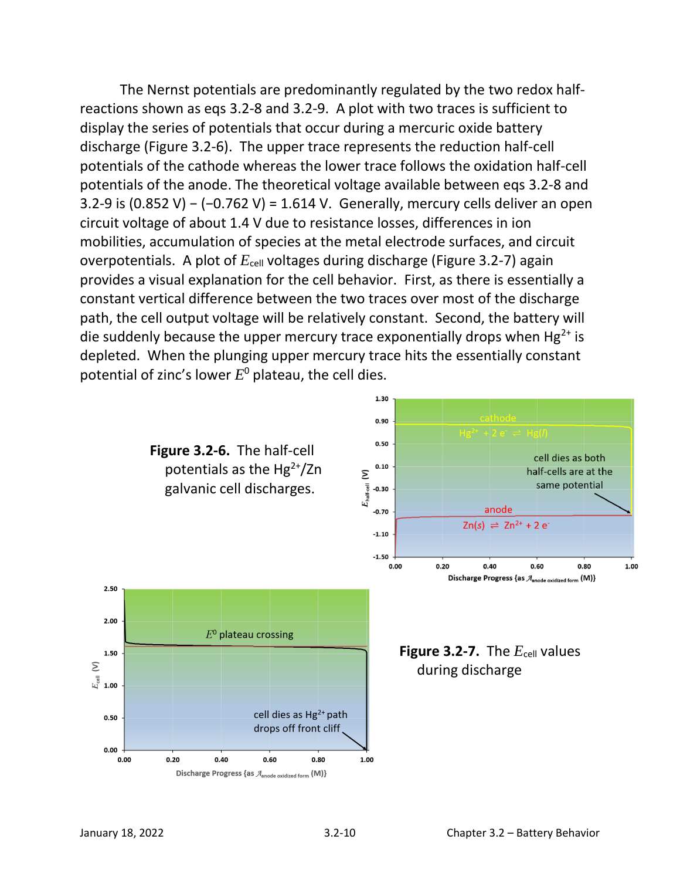The Nernst potentials are predominantly regulated by the two redox half-reactions shown as eqs 3.2-8 and 3.2-9. A plot with two traces is sufficient to display the series of potentials that occur during a mercuric oxide battery discharge (Figure 3.2-6). The upper trace represents the reduction half-cell potentials of the cathode whereas the lower trace follows the oxidation half-cell potentials of the anode. The theoretical voltage available between eqs 3.2-8 and 3.2-9 is (0.852 V) − (−0.762 V) = 1.614 V. Generally, mercury cells deliver an open circuit voltage of about 1.4 V due to resistance losses, differences in ion mobilities, accumulation of species at the metal electrode surfaces, and circuit overpotentials. A plot of $E_{\text{cell}}$ voltages during discharge (Figure 3.2-7) again provides a visual explanation for the cell behavior. First, as there is essentially a constant vertical difference between the two traces over most of the discharge path, the cell output voltage will be relatively constant. Second, the battery will die suddenly because the upper mercury trace exponentially drops when $Hg^{2+}$ is depleted. When the plunging upper mercury trace hits the essentially constant potential of zinc's lower $E^0$ plateau, the cell dies.

**Figure 3.2-6.** The half-cell potentials as the $Hg^{2+}$/Zn galvanic cell discharges.

**Figure 3.2-7.** The $E_{\text{cell}}$ values during discharge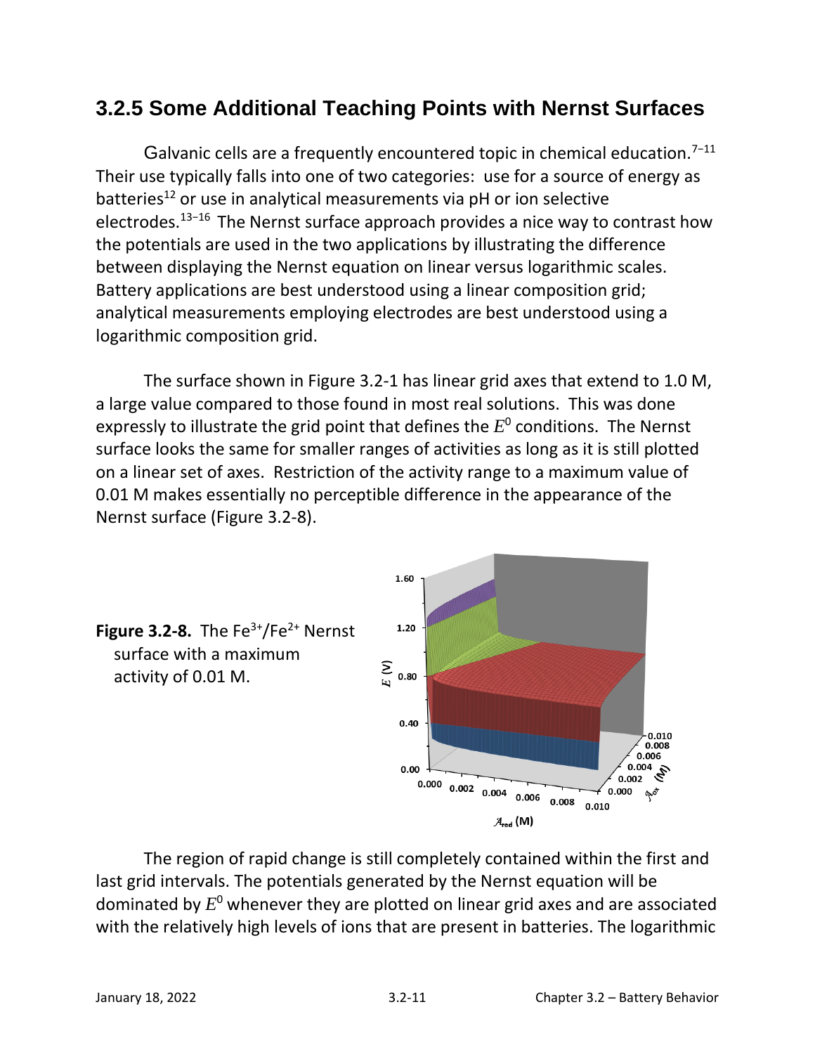### 3.2.5 Some Additional Teaching Points with Nernst Surfaces

Galvanic cells are a frequently encountered topic in chemical education.[7–11] Their use typically falls into one of two categories: use for a source of energy as batteries[12] or use in analytical measurements via pH or ion selective electrodes.[13–16] The Nernst surface approach provides a nice way to contrast how the potentials are used in the two applications by illustrating the difference between displaying the Nernst equation on linear versus logarithmic scales. Battery applications are best understood using a linear composition grid; analytical measurements employing electrodes are best understood using a logarithmic composition grid.

The surface shown in Figure 3.2-1 has linear grid axes that extend to 1.0 M, a large value compared to those found in most real solutions. This was done expressly to illustrate the grid point that defines the $E^0$ conditions. The Nernst surface looks the same for smaller ranges of activities as long as it is still plotted on a linear set of axes. Restriction of the activity range to a maximum value of 0.01 M makes essentially no perceptible difference in the appearance of the Nernst surface (Figure 3.2-8).

**Figure 3.2-8.** The $Fe^{3+}/Fe^{2+}$ Nernst surface with a maximum activity of 0.01 M.

The region of rapid change is still completely contained within the first and last grid intervals. The potentials generated by the Nernst equation will be dominated by $E^0$ whenever they are plotted on linear grid axes and are associated with the relatively high levels of ions that are present in batteries. The logarithmic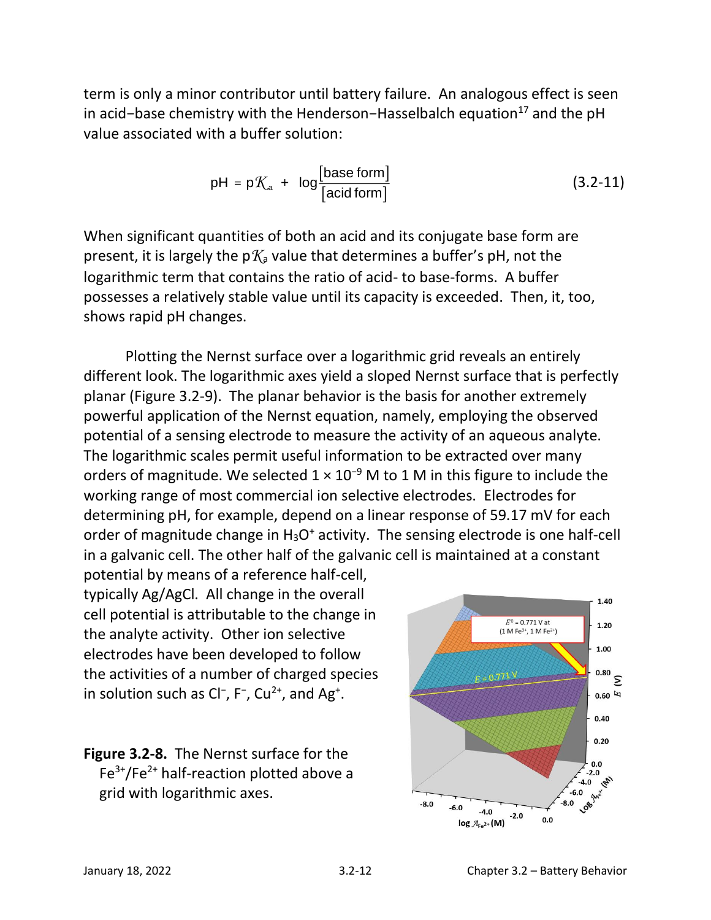term is only a minor contributor until battery failure. An analogous effect is seen in acid−base chemistry with the Henderson−Hasselbalch equation[17] and the pH value associated with a buffer solution:

$$\text{pH} = \text{p}\mathcal{K}_a + \log\frac{[\text{base form}]}{[\text{acid form}]} \tag{3.2-11}$$

When significant quantities of both an acid and its conjugate base form are present, it is largely the p$\mathcal{K}_a$ value that determines a buffer's pH, not the logarithmic term that contains the ratio of acid- to base-forms. A buffer possesses a relatively stable value until its capacity is exceeded. Then, it, too, shows rapid pH changes.

Plotting the Nernst surface over a logarithmic grid reveals an entirely different look. The logarithmic axes yield a sloped Nernst surface that is perfectly planar (Figure 3.2-9). The planar behavior is the basis for another extremely powerful application of the Nernst equation, namely, employing the observed potential of a sensing electrode to measure the activity of an aqueous analyte. The logarithmic scales permit useful information to be extracted over many orders of magnitude. We selected $1 \times 10^{-9}$ M to 1 M in this figure to include the working range of most commercial ion selective electrodes. Electrodes for determining pH, for example, depend on a linear response of 59.17 mV for each order of magnitude change in $H_3O^+$ activity. The sensing electrode is one half-cell in a galvanic cell. The other half of the galvanic cell is maintained at a constant potential by means of a reference half-cell, typically Ag/AgCl. All change in the overall cell potential is attributable to the change in the analyte activity. Other ion selective electrodes have been developed to follow the activities of a number of charged species in solution such as $Cl^-$, $F^-$, $Cu^{2+}$, and $Ag^+$.

**Figure 3.2-8.** The Nernst surface for the $Fe^{3+}/Fe^{2+}$ half-reaction plotted above a grid with logarithmic axes.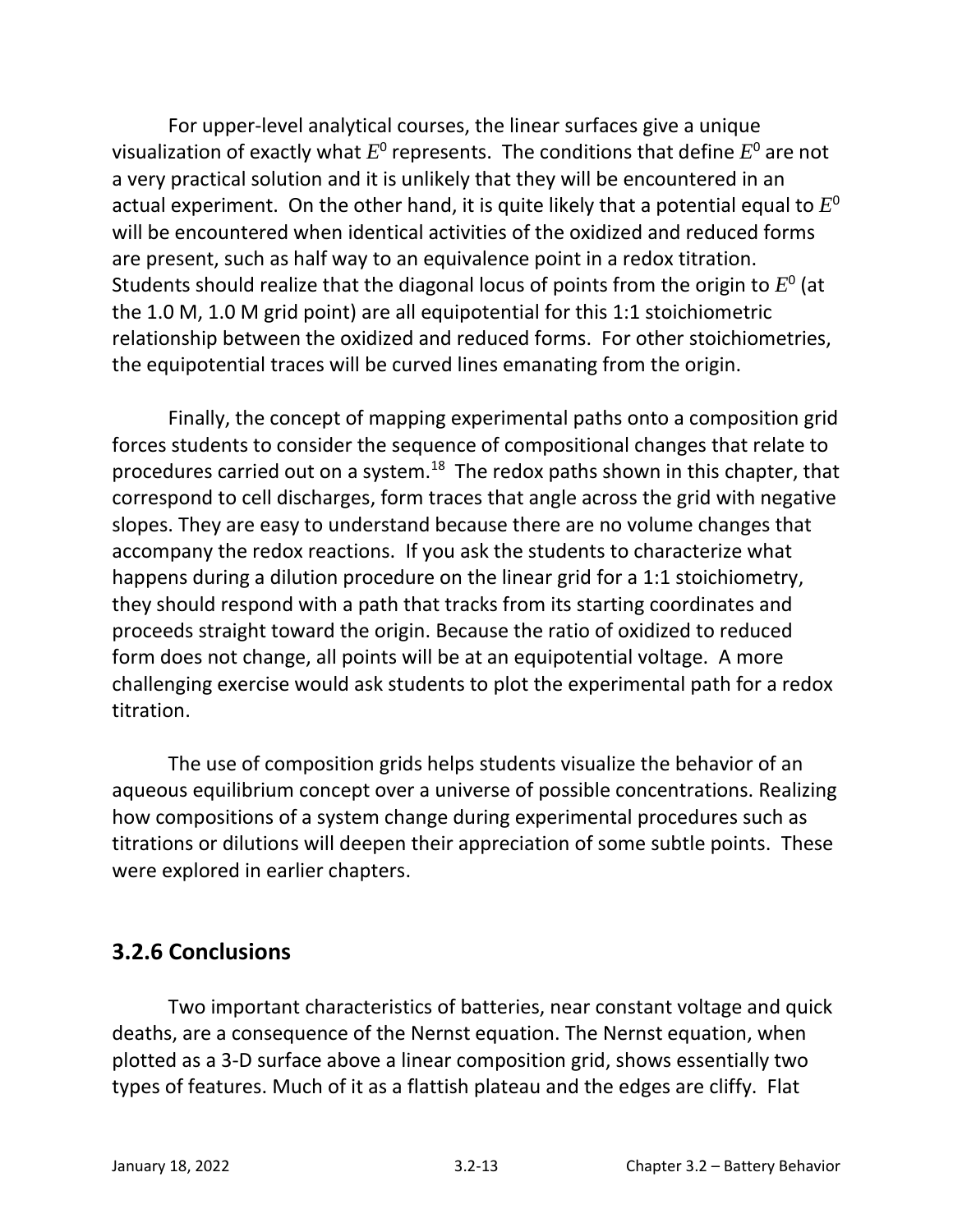For upper-level analytical courses, the linear surfaces give a unique visualization of exactly what $E^0$ represents. The conditions that define $E^0$ are not a very practical solution and it is unlikely that they will be encountered in an actual experiment. On the other hand, it is quite likely that a potential equal to $E^0$ will be encountered when identical activities of the oxidized and reduced forms are present, such as half way to an equivalence point in a redox titration. Students should realize that the diagonal locus of points from the origin to $E^0$ (at the 1.0 M, 1.0 M grid point) are all equipotential for this 1:1 stoichiometric relationship between the oxidized and reduced forms. For other stoichiometries, the equipotential traces will be curved lines emanating from the origin.

Finally, the concept of mapping experimental paths onto a composition grid forces students to consider the sequence of compositional changes that relate to procedures carried out on a system.[18] The redox paths shown in this chapter, that correspond to cell discharges, form traces that angle across the grid with negative slopes. They are easy to understand because there are no volume changes that accompany the redox reactions. If you ask the students to characterize what happens during a dilution procedure on the linear grid for a 1:1 stoichiometry, they should respond with a path that tracks from its starting coordinates and proceeds straight toward the origin. Because the ratio of oxidized to reduced form does not change, all points will be at an equipotential voltage. A more challenging exercise would ask students to plot the experimental path for a redox titration.

The use of composition grids helps students visualize the behavior of an aqueous equilibrium concept over a universe of possible concentrations. Realizing how compositions of a system change during experimental procedures such as titrations or dilutions will deepen their appreciation of some subtle points. These were explored in earlier chapters.

## 3.2.6 Conclusions

Two important characteristics of batteries, near constant voltage and quick deaths, are a consequence of the Nernst equation. The Nernst equation, when plotted as a 3-D surface above a linear composition grid, shows essentially two types of features. Much of it as a flattish plateau and the edges are cliffy. Flat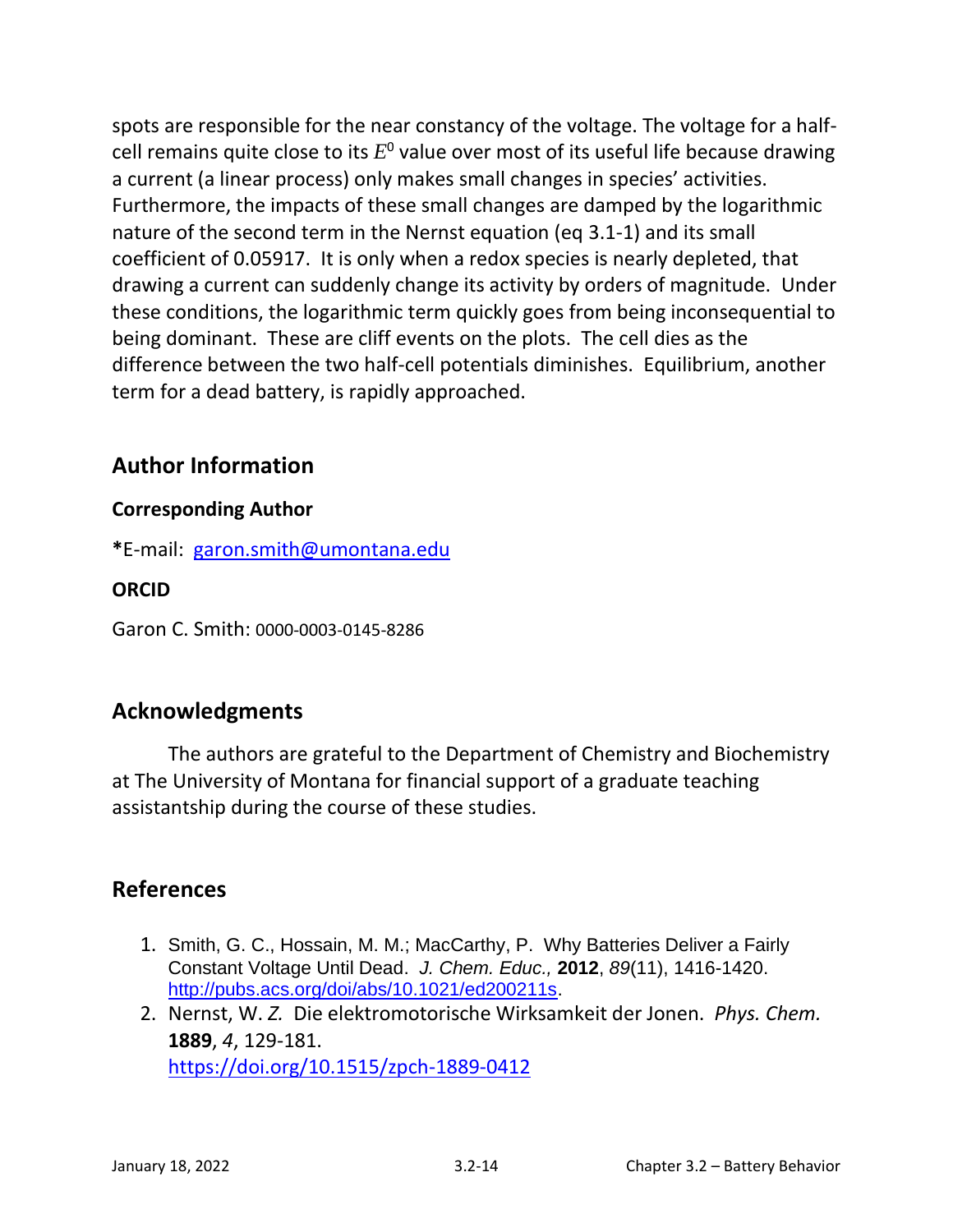spots are responsible for the near constancy of the voltage. The voltage for a half-cell remains quite close to its $E^0$ value over most of its useful life because drawing a current (a linear process) only makes small changes in species' activities. Furthermore, the impacts of these small changes are damped by the logarithmic nature of the second term in the Nernst equation (eq 3.1-1) and its small coefficient of 0.05917. It is only when a redox species is nearly depleted, that drawing a current can suddenly change its activity by orders of magnitude. Under these conditions, the logarithmic term quickly goes from being inconsequential to being dominant. These are cliff events on the plots. The cell dies as the difference between the two half-cell potentials diminishes. Equilibrium, another term for a dead battery, is rapidly approached.

## Author Information

### Corresponding Author

**\***E-mail: garon.smith@umontana.edu

### ORCID

Garon C. Smith: 0000-0003-0145-8286

## Acknowledgments

The authors are grateful to the Department of Chemistry and Biochemistry at The University of Montana for financial support of a graduate teaching assistantship during the course of these studies.

## References

1. Smith, G. C., Hossain, M. M.; MacCarthy, P. Why Batteries Deliver a Fairly Constant Voltage Until Dead. *J. Chem. Educ.,* **2012**, *89*(11), 1416-1420. http://pubs.acs.org/doi/abs/10.1021/ed200211s.
2. Nernst, W. *Z.* Die elektromotorische Wirksamkeit der Jonen. *Phys. Chem.* **1889**, *4*, 129-181. https://doi.org/10.1515/zpch-1889-0412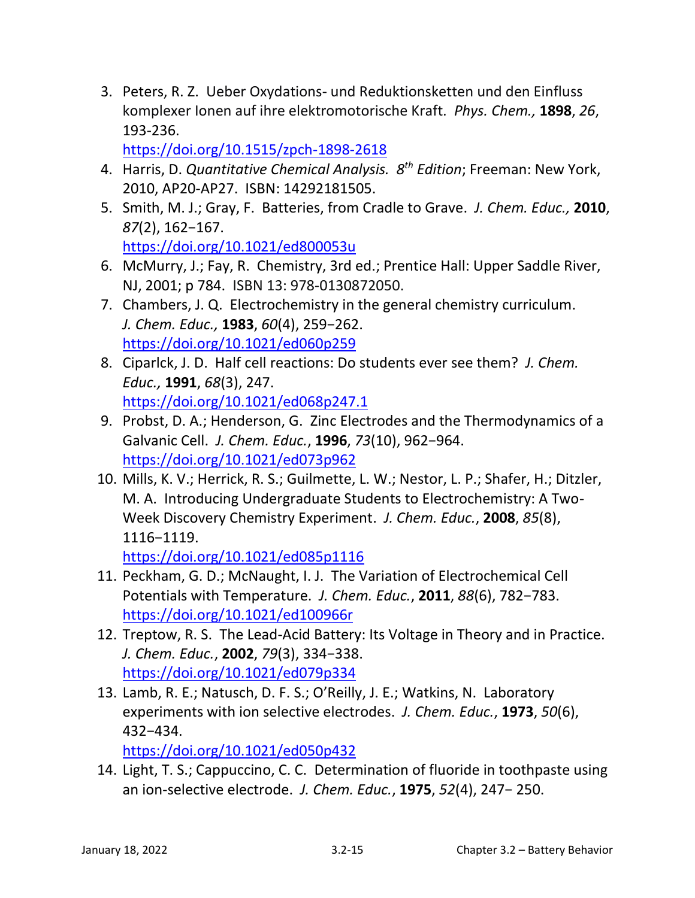3. Peters, R. Z. Ueber Oxydations- und Reduktionsketten und den Einfluss komplexer Ionen auf ihre elektromotorische Kraft. *Phys. Chem.,* **1898**, *26*, 193-236.
   https://doi.org/10.1515/zpch-1898-2618
4. Harris, D. *Quantitative Chemical Analysis. 8th Edition*; Freeman: New York, 2010, AP20-AP27. ISBN: 14292181505.
5. Smith, M. J.; Gray, F. Batteries, from Cradle to Grave. *J. Chem. Educ.,* **2010**, *87*(2), 162−167.
   https://doi.org/10.1021/ed800053u
6. McMurry, J.; Fay, R. Chemistry, 3rd ed.; Prentice Hall: Upper Saddle River, NJ, 2001; p 784. ISBN 13: 978-0130872050.
7. Chambers, J. Q. Electrochemistry in the general chemistry curriculum. *J. Chem. Educ.,* **1983**, *60*(4), 259−262.
   https://doi.org/10.1021/ed060p259
8. Ciparlck, J. D. Half cell reactions: Do students ever see them? *J. Chem. Educ.,* **1991**, *68*(3), 247.
   https://doi.org/10.1021/ed068p247.1
9. Probst, D. A.; Henderson, G. Zinc Electrodes and the Thermodynamics of a Galvanic Cell. *J. Chem. Educ.*, **1996**, *73*(10), 962−964.
   https://doi.org/10.1021/ed073p962
10. Mills, K. V.; Herrick, R. S.; Guilmette, L. W.; Nestor, L. P.; Shafer, H.; Ditzler, M. A. Introducing Undergraduate Students to Electrochemistry: A Two-Week Discovery Chemistry Experiment. *J. Chem. Educ.*, **2008**, *85*(8), 1116−1119.
    https://doi.org/10.1021/ed085p1116
11. Peckham, G. D.; McNaught, I. J. The Variation of Electrochemical Cell Potentials with Temperature. *J. Chem. Educ.*, **2011**, *88*(6), 782−783.
    https://doi.org/10.1021/ed100966r
12. Treptow, R. S. The Lead-Acid Battery: Its Voltage in Theory and in Practice. *J. Chem. Educ.*, **2002**, *79*(3), 334−338.
    https://doi.org/10.1021/ed079p334
13. Lamb, R. E.; Natusch, D. F. S.; O'Reilly, J. E.; Watkins, N. Laboratory experiments with ion selective electrodes. *J. Chem. Educ.*, **1973**, *50*(6), 432−434.
    https://doi.org/10.1021/ed050p432
14. Light, T. S.; Cappuccino, C. C. Determination of fluoride in toothpaste using an ion-selective electrode. *J. Chem. Educ.*, **1975**, *52*(4), 247− 250.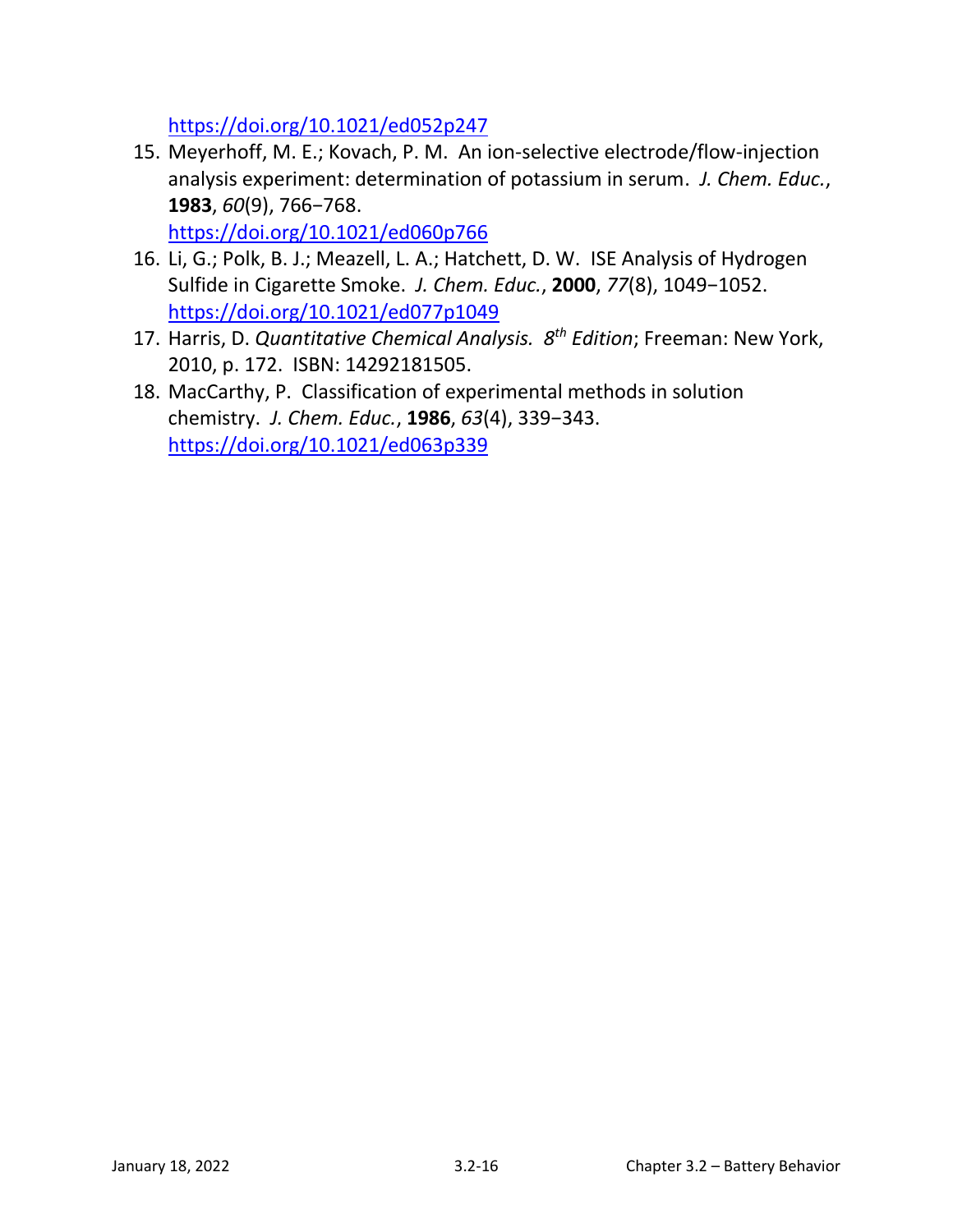https://doi.org/10.1021/ed052p247

15. Meyerhoff, M. E.; Kovach, P. M. An ion-selective electrode/flow-injection analysis experiment: determination of potassium in serum. *J. Chem. Educ.*, **1983**, *60*(9), 766−768. https://doi.org/10.1021/ed060p766
16. Li, G.; Polk, B. J.; Meazell, L. A.; Hatchett, D. W. ISE Analysis of Hydrogen Sulfide in Cigarette Smoke. *J. Chem. Educ.*, **2000**, *77*(8), 1049−1052. https://doi.org/10.1021/ed077p1049
17. Harris, D. *Quantitative Chemical Analysis. 8th Edition*; Freeman: New York, 2010, p. 172. ISBN: 14292181505.
18. MacCarthy, P. Classification of experimental methods in solution chemistry. *J. Chem. Educ.*, **1986**, *63*(4), 339−343. https://doi.org/10.1021/ed063p339